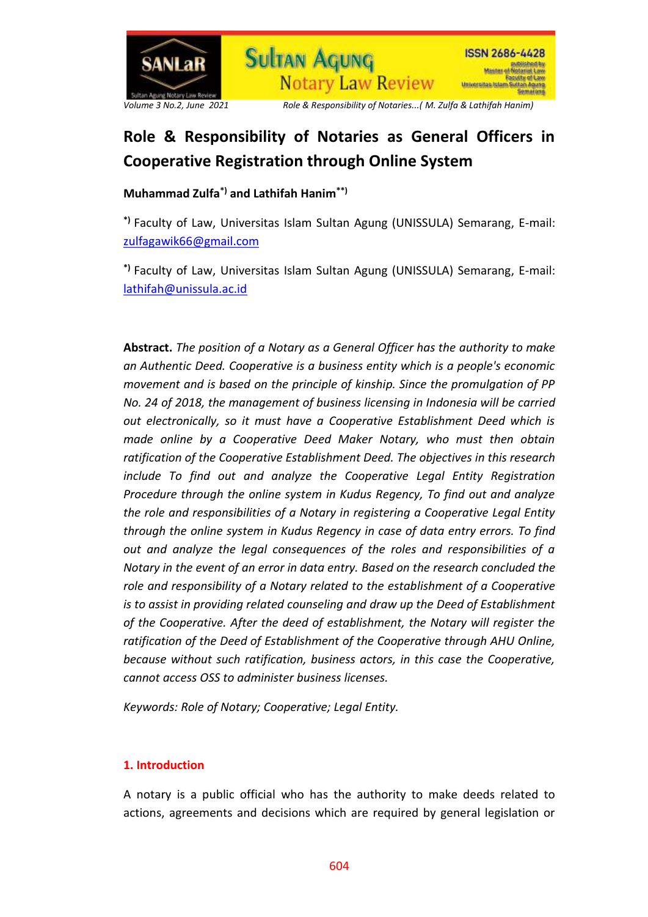# Role & Responsibility of Notaries as General Officers in Cooperative Registration through Online System

**Muhammad Zulfa[*] and Lathifah Hanim[**]**

[*] Faculty of Law, Universitas Islam Sultan Agung (UNISSULA) Semarang, E-mail: zulfagawik66@gmail.com

[*] Faculty of Law, Universitas Islam Sultan Agung (UNISSULA) Semarang, E-mail: lathifah@unissula.ac.id

**Abstract.** *The position of a Notary as a General Officer has the authority to make an Authentic Deed. Cooperative is a business entity which is a people's economic movement and is based on the principle of kinship. Since the promulgation of PP No. 24 of 2018, the management of business licensing in Indonesia will be carried out electronically, so it must have a Cooperative Establishment Deed which is made online by a Cooperative Deed Maker Notary, who must then obtain ratification of the Cooperative Establishment Deed. The objectives in this research include To find out and analyze the Cooperative Legal Entity Registration Procedure through the online system in Kudus Regency, To find out and analyze the role and responsibilities of a Notary in registering a Cooperative Legal Entity through the online system in Kudus Regency in case of data entry errors. To find out and analyze the legal consequences of the roles and responsibilities of a Notary in the event of an error in data entry. Based on the research concluded the role and responsibility of a Notary related to the establishment of a Cooperative is to assist in providing related counseling and draw up the Deed of Establishment of the Cooperative. After the deed of establishment, the Notary will register the ratification of the Deed of Establishment of the Cooperative through AHU Online, because without such ratification, business actors, in this case the Cooperative, cannot access OSS to administer business licenses.*

*Keywords: Role of Notary; Cooperative; Legal Entity.*

## 1. Introduction

A notary is a public official who has the authority to make deeds related to actions, agreements and decisions which are required by general legislation or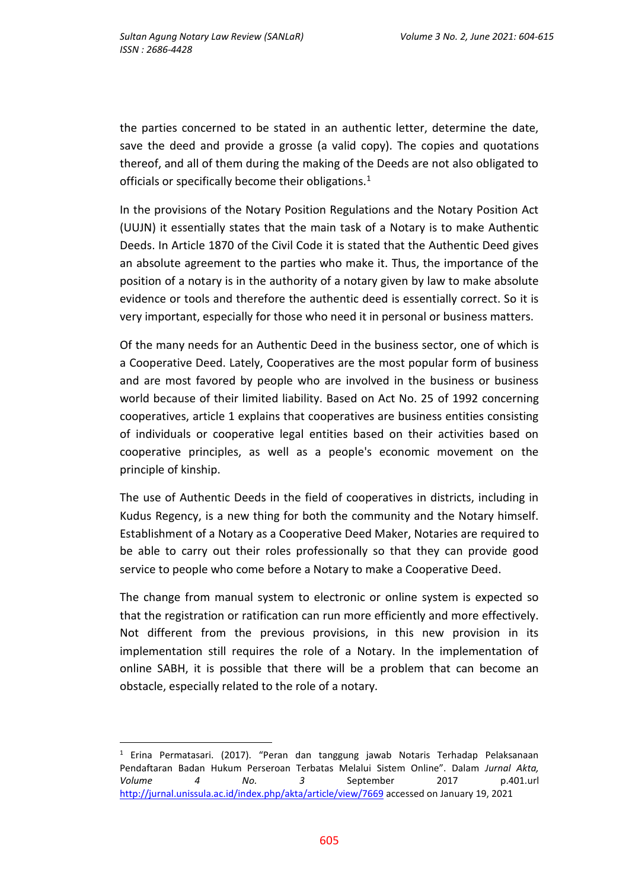the parties concerned to be stated in an authentic letter, determine the date, save the deed and provide a grosse (a valid copy). The copies and quotations thereof, and all of them during the making of the Deeds are not also obligated to officials or specifically become their obligations.[1]

In the provisions of the Notary Position Regulations and the Notary Position Act (UUJN) it essentially states that the main task of a Notary is to make Authentic Deeds. In Article 1870 of the Civil Code it is stated that the Authentic Deed gives an absolute agreement to the parties who make it. Thus, the importance of the position of a notary is in the authority of a notary given by law to make absolute evidence or tools and therefore the authentic deed is essentially correct. So it is very important, especially for those who need it in personal or business matters.

Of the many needs for an Authentic Deed in the business sector, one of which is a Cooperative Deed. Lately, Cooperatives are the most popular form of business and are most favored by people who are involved in the business or business world because of their limited liability. Based on Act No. 25 of 1992 concerning cooperatives, article 1 explains that cooperatives are business entities consisting of individuals or cooperative legal entities based on their activities based on cooperative principles, as well as a people's economic movement on the principle of kinship.

The use of Authentic Deeds in the field of cooperatives in districts, including in Kudus Regency, is a new thing for both the community and the Notary himself. Establishment of a Notary as a Cooperative Deed Maker, Notaries are required to be able to carry out their roles professionally so that they can provide good service to people who come before a Notary to make a Cooperative Deed.

The change from manual system to electronic or online system is expected so that the registration or ratification can run more efficiently and more effectively. Not different from the previous provisions, in this new provision in its implementation still requires the role of a Notary. In the implementation of online SABH, it is possible that there will be a problem that can become an obstacle, especially related to the role of a notary.

---

[1] Erina Permatasari. (2017). "Peran dan tanggung jawab Notaris Terhadap Pelaksanaan Pendaftaran Badan Hukum Perseroan Terbatas Melalui Sistem Online". Dalam *Jurnal Akta, Volume 4 No. 3* September 2017 p.401.url http://jurnal.unissula.ac.id/index.php/akta/article/view/7669 accessed on January 19, 2021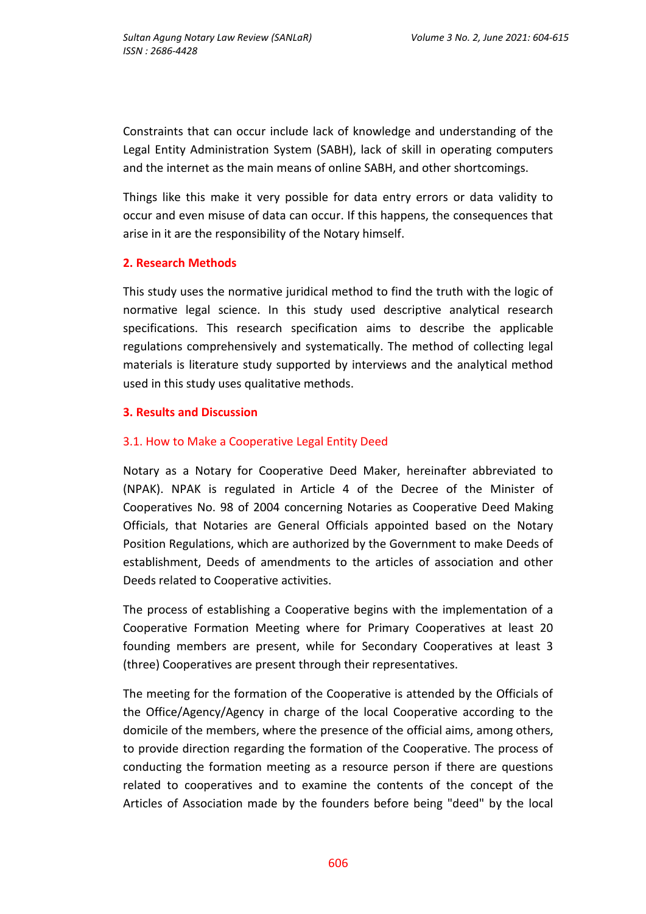Constraints that can occur include lack of knowledge and understanding of the Legal Entity Administration System (SABH), lack of skill in operating computers and the internet as the main means of online SABH, and other shortcomings.

Things like this make it very possible for data entry errors or data validity to occur and even misuse of data can occur. If this happens, the consequences that arise in it are the responsibility of the Notary himself.

## 2. Research Methods

This study uses the normative juridical method to find the truth with the logic of normative legal science. In this study used descriptive analytical research specifications. This research specification aims to describe the applicable regulations comprehensively and systematically. The method of collecting legal materials is literature study supported by interviews and the analytical method used in this study uses qualitative methods.

## 3. Results and Discussion

### 3.1. How to Make a Cooperative Legal Entity Deed

Notary as a Notary for Cooperative Deed Maker, hereinafter abbreviated to (NPAK). NPAK is regulated in Article 4 of the Decree of the Minister of Cooperatives No. 98 of 2004 concerning Notaries as Cooperative Deed Making Officials, that Notaries are General Officials appointed based on the Notary Position Regulations, which are authorized by the Government to make Deeds of establishment, Deeds of amendments to the articles of association and other Deeds related to Cooperative activities.

The process of establishing a Cooperative begins with the implementation of a Cooperative Formation Meeting where for Primary Cooperatives at least 20 founding members are present, while for Secondary Cooperatives at least 3 (three) Cooperatives are present through their representatives.

The meeting for the formation of the Cooperative is attended by the Officials of the Office/Agency/Agency in charge of the local Cooperative according to the domicile of the members, where the presence of the official aims, among others, to provide direction regarding the formation of the Cooperative. The process of conducting the formation meeting as a resource person if there are questions related to cooperatives and to examine the contents of the concept of the Articles of Association made by the founders before being "deed" by the local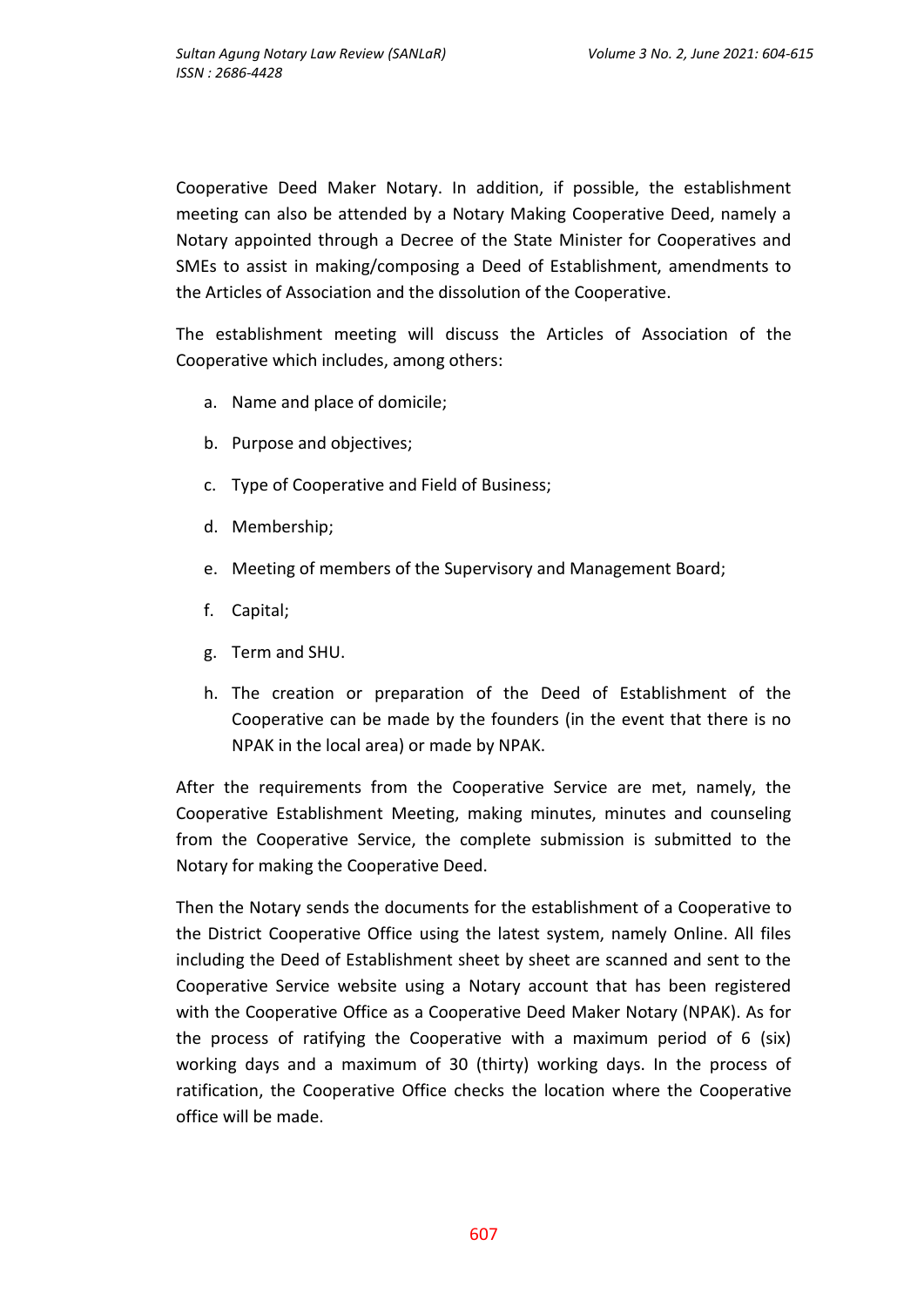Cooperative Deed Maker Notary. In addition, if possible, the establishment meeting can also be attended by a Notary Making Cooperative Deed, namely a Notary appointed through a Decree of the State Minister for Cooperatives and SMEs to assist in making/composing a Deed of Establishment, amendments to the Articles of Association and the dissolution of the Cooperative.

The establishment meeting will discuss the Articles of Association of the Cooperative which includes, among others:

a. Name and place of domicile;

b. Purpose and objectives;

c. Type of Cooperative and Field of Business;

d. Membership;

e. Meeting of members of the Supervisory and Management Board;

f. Capital;

g. Term and SHU.

h. The creation or preparation of the Deed of Establishment of the Cooperative can be made by the founders (in the event that there is no NPAK in the local area) or made by NPAK.

After the requirements from the Cooperative Service are met, namely, the Cooperative Establishment Meeting, making minutes, minutes and counseling from the Cooperative Service, the complete submission is submitted to the Notary for making the Cooperative Deed.

Then the Notary sends the documents for the establishment of a Cooperative to the District Cooperative Office using the latest system, namely Online. All files including the Deed of Establishment sheet by sheet are scanned and sent to the Cooperative Service website using a Notary account that has been registered with the Cooperative Office as a Cooperative Deed Maker Notary (NPAK). As for the process of ratifying the Cooperative with a maximum period of 6 (six) working days and a maximum of 30 (thirty) working days. In the process of ratification, the Cooperative Office checks the location where the Cooperative office will be made.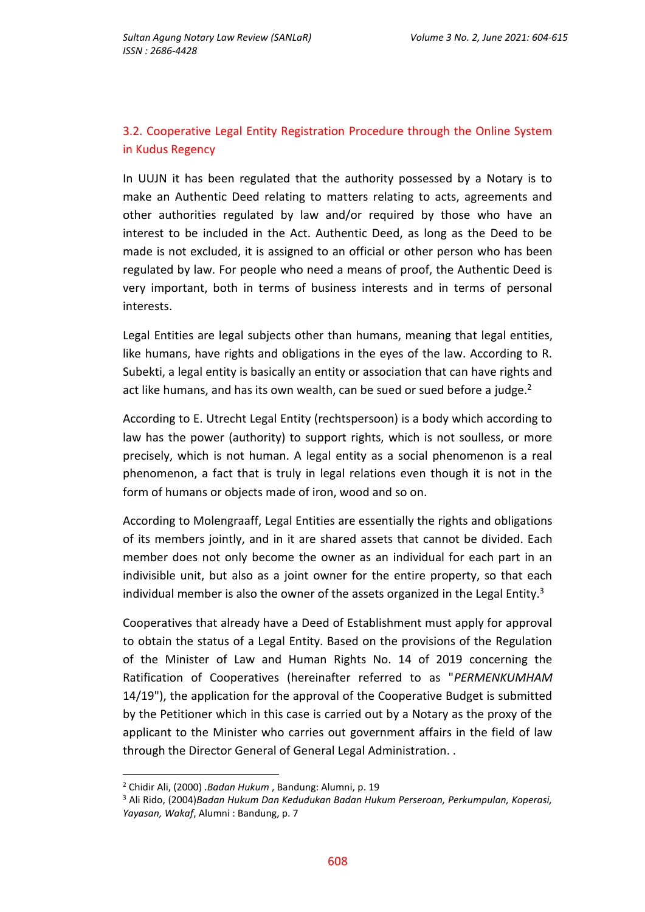### 3.2. Cooperative Legal Entity Registration Procedure through the Online System in Kudus Regency

In UUJN it has been regulated that the authority possessed by a Notary is to make an Authentic Deed relating to matters relating to acts, agreements and other authorities regulated by law and/or required by those who have an interest to be included in the Act. Authentic Deed, as long as the Deed to be made is not excluded, it is assigned to an official or other person who has been regulated by law. For people who need a means of proof, the Authentic Deed is very important, both in terms of business interests and in terms of personal interests.

Legal Entities are legal subjects other than humans, meaning that legal entities, like humans, have rights and obligations in the eyes of the law. According to R. Subekti, a legal entity is basically an entity or association that can have rights and act like humans, and has its own wealth, can be sued or sued before a judge.[2]

According to E. Utrecht Legal Entity (rechtspersoon) is a body which according to law has the power (authority) to support rights, which is not soulless, or more precisely, which is not human. A legal entity as a social phenomenon is a real phenomenon, a fact that is truly in legal relations even though it is not in the form of humans or objects made of iron, wood and so on.

According to Molengraaff, Legal Entities are essentially the rights and obligations of its members jointly, and in it are shared assets that cannot be divided. Each member does not only become the owner as an individual for each part in an indivisible unit, but also as a joint owner for the entire property, so that each individual member is also the owner of the assets organized in the Legal Entity.[3]

Cooperatives that already have a Deed of Establishment must apply for approval to obtain the status of a Legal Entity. Based on the provisions of the Regulation of the Minister of Law and Human Rights No. 14 of 2019 concerning the Ratification of Cooperatives (hereinafter referred to as "*PERMENKUMHAM* 14/19"), the application for the approval of the Cooperative Budget is submitted by the Petitioner which in this case is carried out by a Notary as the proxy of the applicant to the Minister who carries out government affairs in the field of law through the Director General of General Legal Administration. .

---

[2] Chidir Ali, (2000) .*Badan Hukum* , Bandung: Alumni, p. 19

[3] Ali Rido, (2004)*Badan Hukum Dan Kedudukan Badan Hukum Perseroan, Perkumpulan, Koperasi, Yayasan, Wakaf*, Alumni : Bandung, p. 7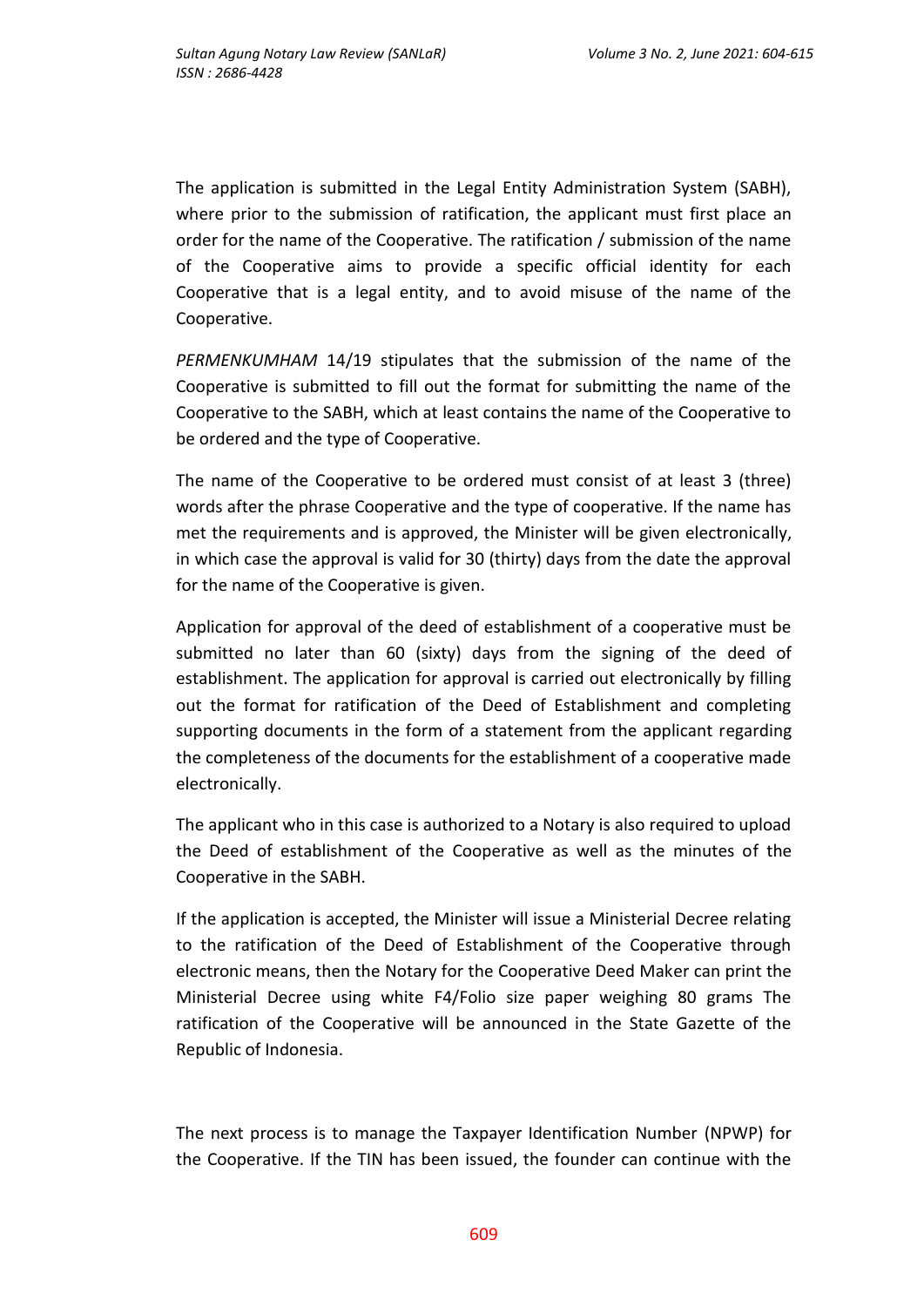The application is submitted in the Legal Entity Administration System (SABH), where prior to the submission of ratification, the applicant must first place an order for the name of the Cooperative. The ratification / submission of the name of the Cooperative aims to provide a specific official identity for each Cooperative that is a legal entity, and to avoid misuse of the name of the Cooperative.

*PERMENKUMHAM* 14/19 stipulates that the submission of the name of the Cooperative is submitted to fill out the format for submitting the name of the Cooperative to the SABH, which at least contains the name of the Cooperative to be ordered and the type of Cooperative.

The name of the Cooperative to be ordered must consist of at least 3 (three) words after the phrase Cooperative and the type of cooperative. If the name has met the requirements and is approved, the Minister will be given electronically, in which case the approval is valid for 30 (thirty) days from the date the approval for the name of the Cooperative is given.

Application for approval of the deed of establishment of a cooperative must be submitted no later than 60 (sixty) days from the signing of the deed of establishment. The application for approval is carried out electronically by filling out the format for ratification of the Deed of Establishment and completing supporting documents in the form of a statement from the applicant regarding the completeness of the documents for the establishment of a cooperative made electronically.

The applicant who in this case is authorized to a Notary is also required to upload the Deed of establishment of the Cooperative as well as the minutes of the Cooperative in the SABH.

If the application is accepted, the Minister will issue a Ministerial Decree relating to the ratification of the Deed of Establishment of the Cooperative through electronic means, then the Notary for the Cooperative Deed Maker can print the Ministerial Decree using white F4/Folio size paper weighing 80 grams The ratification of the Cooperative will be announced in the State Gazette of the Republic of Indonesia.

The next process is to manage the Taxpayer Identification Number (NPWP) for the Cooperative. If the TIN has been issued, the founder can continue with the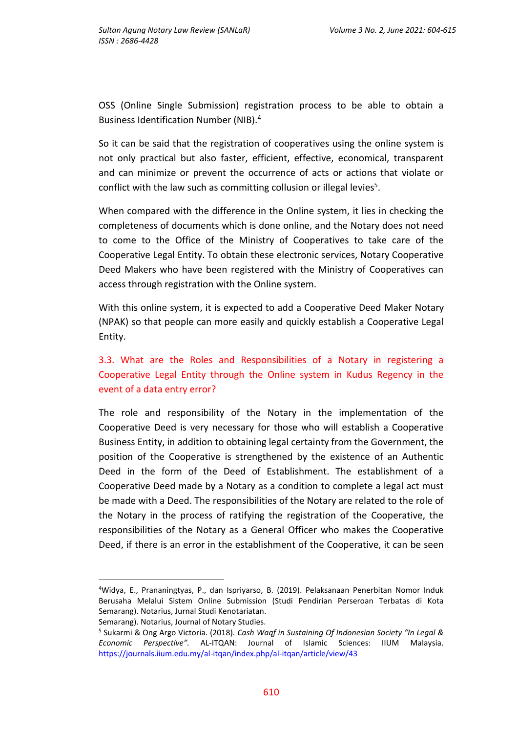OSS (Online Single Submission) registration process to be able to obtain a Business Identification Number (NIB).[4]

So it can be said that the registration of cooperatives using the online system is not only practical but also faster, efficient, effective, economical, transparent and can minimize or prevent the occurrence of acts or actions that violate or conflict with the law such as committing collusion or illegal levies[5].

When compared with the difference in the Online system, it lies in checking the completeness of documents which is done online, and the Notary does not need to come to the Office of the Ministry of Cooperatives to take care of the Cooperative Legal Entity. To obtain these electronic services, Notary Cooperative Deed Makers who have been registered with the Ministry of Cooperatives can access through registration with the Online system.

With this online system, it is expected to add a Cooperative Deed Maker Notary (NPAK) so that people can more easily and quickly establish a Cooperative Legal Entity.

### 3.3. What are the Roles and Responsibilities of a Notary in registering a Cooperative Legal Entity through the Online system in Kudus Regency in the event of a data entry error?

The role and responsibility of the Notary in the implementation of the Cooperative Deed is very necessary for those who will establish a Cooperative Business Entity, in addition to obtaining legal certainty from the Government, the position of the Cooperative is strengthened by the existence of an Authentic Deed in the form of the Deed of Establishment. The establishment of a Cooperative Deed made by a Notary as a condition to complete a legal act must be made with a Deed. The responsibilities of the Notary are related to the role of the Notary in the process of ratifying the registration of the Cooperative, the responsibilities of the Notary as a General Officer who makes the Cooperative Deed, if there is an error in the establishment of the Cooperative, it can be seen

---

[4]Widya, E., Prananingtyas, P., dan Ispriyarso, B. (2019). Pelaksanaan Penerbitan Nomor Induk Berusaha Melalui Sistem Online Submission (Studi Pendirian Perseroan Terbatas di Kota Semarang). Notarius, Jurnal Studi Kenotariatan.
Semarang). Notarius, Journal of Notary Studies.

[5] Sukarmi & Ong Argo Victoria. (2018). *Cash Waqf in Sustaining Of Indonesian Society "In Legal & Economic Perspective".* AL-ITQAN: Journal of Islamic Sciences: IIUM Malaysia. https://journals.iium.edu.my/al-itqan/index.php/al-itqan/article/view/43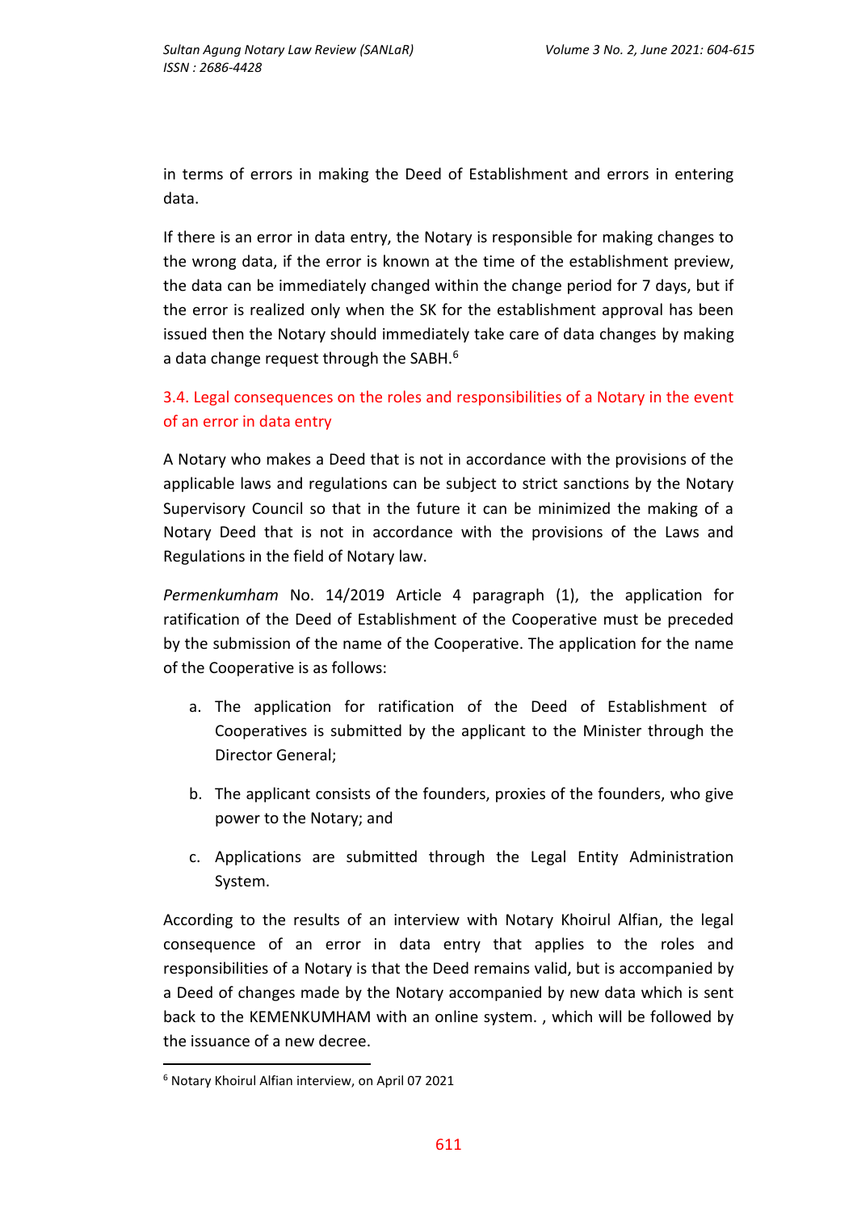in terms of errors in making the Deed of Establishment and errors in entering data.

If there is an error in data entry, the Notary is responsible for making changes to the wrong data, if the error is known at the time of the establishment preview, the data can be immediately changed within the change period for 7 days, but if the error is realized only when the SK for the establishment approval has been issued then the Notary should immediately take care of data changes by making a data change request through the SABH.[6]

### 3.4. Legal consequences on the roles and responsibilities of a Notary in the event of an error in data entry

A Notary who makes a Deed that is not in accordance with the provisions of the applicable laws and regulations can be subject to strict sanctions by the Notary Supervisory Council so that in the future it can be minimized the making of a Notary Deed that is not in accordance with the provisions of the Laws and Regulations in the field of Notary law.

*Permenkumham* No. 14/2019 Article 4 paragraph (1), the application for ratification of the Deed of Establishment of the Cooperative must be preceded by the submission of the name of the Cooperative. The application for the name of the Cooperative is as follows:

a. The application for ratification of the Deed of Establishment of Cooperatives is submitted by the applicant to the Minister through the Director General;

b. The applicant consists of the founders, proxies of the founders, who give power to the Notary; and

c. Applications are submitted through the Legal Entity Administration System.

According to the results of an interview with Notary Khoirul Alfian, the legal consequence of an error in data entry that applies to the roles and responsibilities of a Notary is that the Deed remains valid, but is accompanied by a Deed of changes made by the Notary accompanied by new data which is sent back to the KEMENKUMHAM with an online system. , which will be followed by the issuance of a new decree.

---

[6] Notary Khoirul Alfian interview, on April 07 2021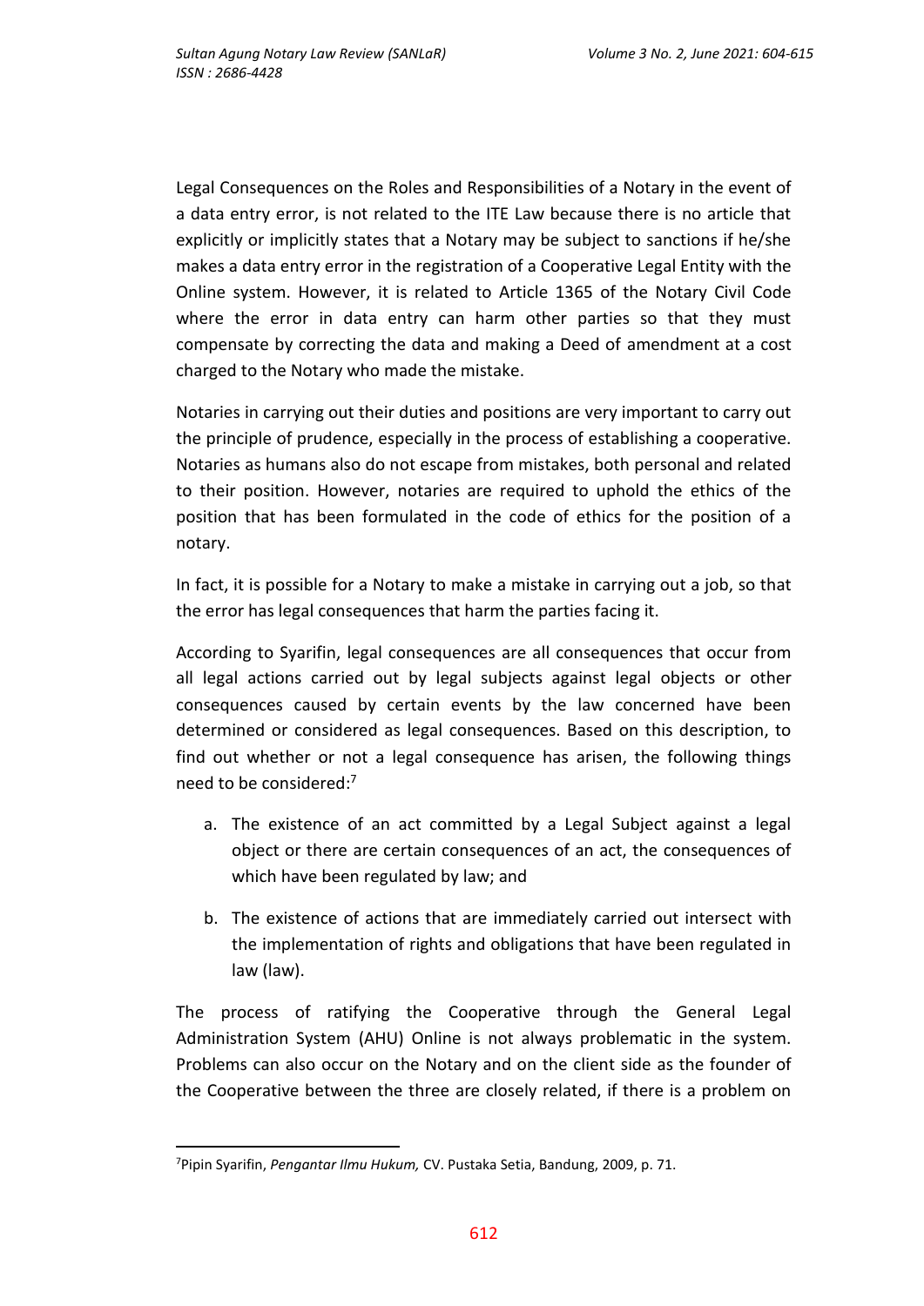Legal Consequences on the Roles and Responsibilities of a Notary in the event of a data entry error, is not related to the ITE Law because there is no article that explicitly or implicitly states that a Notary may be subject to sanctions if he/she makes a data entry error in the registration of a Cooperative Legal Entity with the Online system. However, it is related to Article 1365 of the Notary Civil Code where the error in data entry can harm other parties so that they must compensate by correcting the data and making a Deed of amendment at a cost charged to the Notary who made the mistake.

Notaries in carrying out their duties and positions are very important to carry out the principle of prudence, especially in the process of establishing a cooperative. Notaries as humans also do not escape from mistakes, both personal and related to their position. However, notaries are required to uphold the ethics of the position that has been formulated in the code of ethics for the position of a notary.

In fact, it is possible for a Notary to make a mistake in carrying out a job, so that the error has legal consequences that harm the parties facing it.

According to Syarifin, legal consequences are all consequences that occur from all legal actions carried out by legal subjects against legal objects or other consequences caused by certain events by the law concerned have been determined or considered as legal consequences. Based on this description, to find out whether or not a legal consequence has arisen, the following things need to be considered:[7]

a. The existence of an act committed by a Legal Subject against a legal object or there are certain consequences of an act, the consequences of which have been regulated by law; and

b. The existence of actions that are immediately carried out intersect with the implementation of rights and obligations that have been regulated in law (law).

The process of ratifying the Cooperative through the General Legal Administration System (AHU) Online is not always problematic in the system. Problems can also occur on the Notary and on the client side as the founder of the Cooperative between the three are closely related, if there is a problem on

---

[7] Pipin Syarifin, *Pengantar Ilmu Hukum,* CV. Pustaka Setia, Bandung, 2009, p. 71.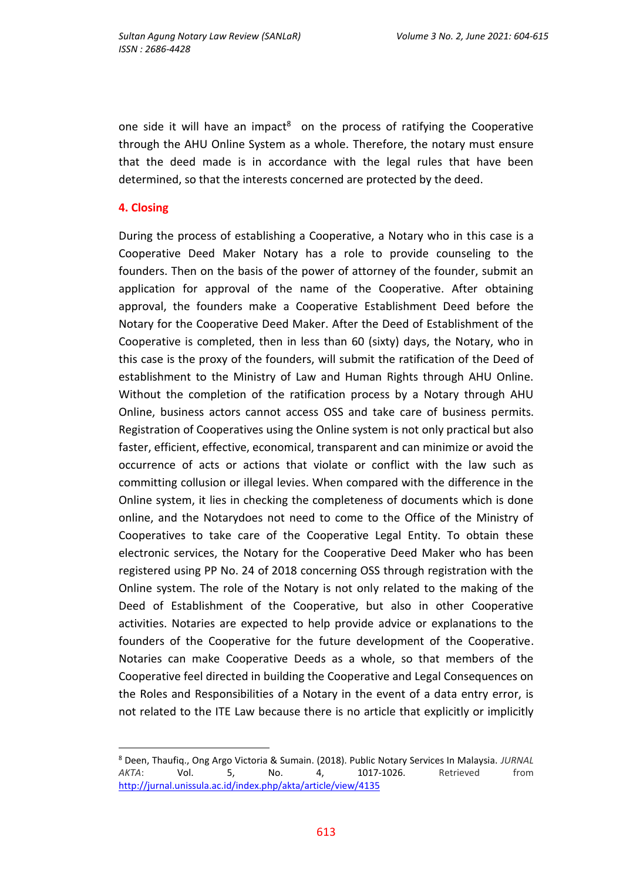one side it will have an impact[8] on the process of ratifying the Cooperative through the AHU Online System as a whole. Therefore, the notary must ensure that the deed made is in accordance with the legal rules that have been determined, so that the interests concerned are protected by the deed.

## 4. Closing

During the process of establishing a Cooperative, a Notary who in this case is a Cooperative Deed Maker Notary has a role to provide counseling to the founders. Then on the basis of the power of attorney of the founder, submit an application for approval of the name of the Cooperative. After obtaining approval, the founders make a Cooperative Establishment Deed before the Notary for the Cooperative Deed Maker. After the Deed of Establishment of the Cooperative is completed, then in less than 60 (sixty) days, the Notary, who in this case is the proxy of the founders, will submit the ratification of the Deed of establishment to the Ministry of Law and Human Rights through AHU Online. Without the completion of the ratification process by a Notary through AHU Online, business actors cannot access OSS and take care of business permits. Registration of Cooperatives using the Online system is not only practical but also faster, efficient, effective, economical, transparent and can minimize or avoid the occurrence of acts or actions that violate or conflict with the law such as committing collusion or illegal levies. When compared with the difference in the Online system, it lies in checking the completeness of documents which is done online, and the Notarydoes not need to come to the Office of the Ministry of Cooperatives to take care of the Cooperative Legal Entity. To obtain these electronic services, the Notary for the Cooperative Deed Maker who has been registered using PP No. 24 of 2018 concerning OSS through registration with the Online system. The role of the Notary is not only related to the making of the Deed of Establishment of the Cooperative, but also in other Cooperative activities. Notaries are expected to help provide advice or explanations to the founders of the Cooperative for the future development of the Cooperative. Notaries can make Cooperative Deeds as a whole, so that members of the Cooperative feel directed in building the Cooperative and Legal Consequences on the Roles and Responsibilities of a Notary in the event of a data entry error, is not related to the ITE Law because there is no article that explicitly or implicitly

---

[8] Deen, Thaufiq., Ong Argo Victoria & Sumain. (2018). Public Notary Services In Malaysia. *JURNAL AKTA*: Vol. 5, No. 4, 1017-1026. Retrieved from http://jurnal.unissula.ac.id/index.php/akta/article/view/4135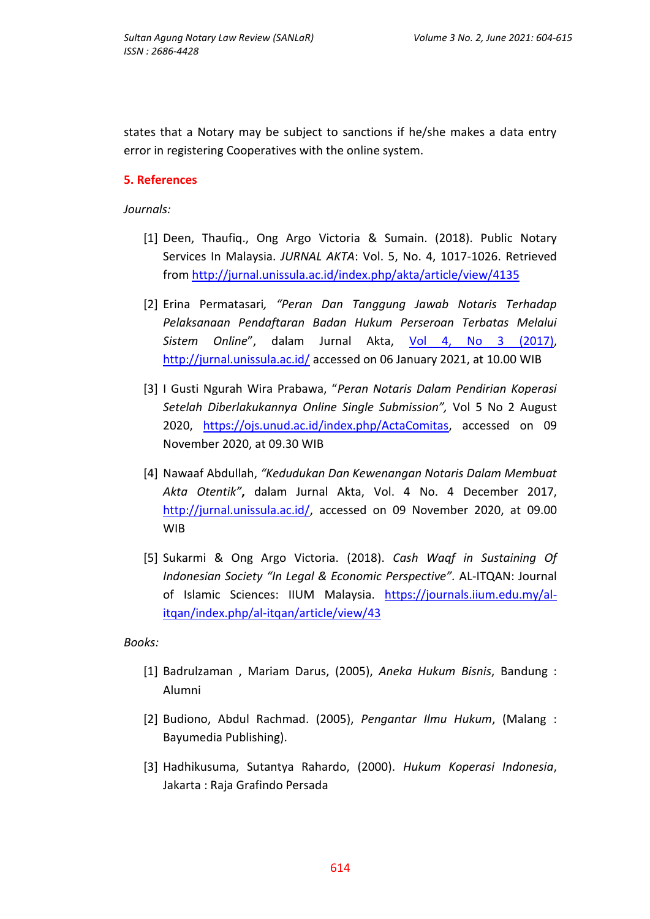states that a Notary may be subject to sanctions if he/she makes a data entry error in registering Cooperatives with the online system.

## 5. References

*Journals:*

[1] Deen, Thaufiq., Ong Argo Victoria & Sumain. (2018). Public Notary Services In Malaysia. *JURNAL AKTA*: Vol. 5, No. 4, 1017-1026. Retrieved from http://jurnal.unissula.ac.id/index.php/akta/article/view/4135

[2] Erina Permatasari, *"Peran Dan Tanggung Jawab Notaris Terhadap Pelaksanaan Pendaftaran Badan Hukum Perseroan Terbatas Melalui Sistem Online*", dalam Jurnal Akta, Vol 4, No 3 (2017), http://jurnal.unissula.ac.id/ accessed on 06 January 2021, at 10.00 WIB

[3] I Gusti Ngurah Wira Prabawa, "*Peran Notaris Dalam Pendirian Koperasi Setelah Diberlakukannya Online Single Submission",* Vol 5 No 2 August 2020, https://ojs.unud.ac.id/index.php/ActaComitas, accessed on 09 November 2020, at 09.30 WIB

[4] Nawaaf Abdullah, *"Kedudukan Dan Kewenangan Notaris Dalam Membuat Akta Otentik"***,** dalam Jurnal Akta, Vol. 4 No. 4 December 2017, http://jurnal.unissula.ac.id/, accessed on 09 November 2020, at 09.00 WIB

[5] Sukarmi & Ong Argo Victoria. (2018). *Cash Waqf in Sustaining Of Indonesian Society "In Legal & Economic Perspective".* AL-ITQAN: Journal of Islamic Sciences: IIUM Malaysia. https://journals.iium.edu.my/al-itqan/index.php/al-itqan/article/view/43

*Books:*

[1] Badrulzaman , Mariam Darus, (2005), *Aneka Hukum Bisnis*, Bandung : Alumni

[2] Budiono, Abdul Rachmad. (2005), *Pengantar Ilmu Hukum*, (Malang : Bayumedia Publishing).

[3] Hadhikusuma, Sutantya Rahardo, (2000). *Hukum Koperasi Indonesia*, Jakarta : Raja Grafindo Persada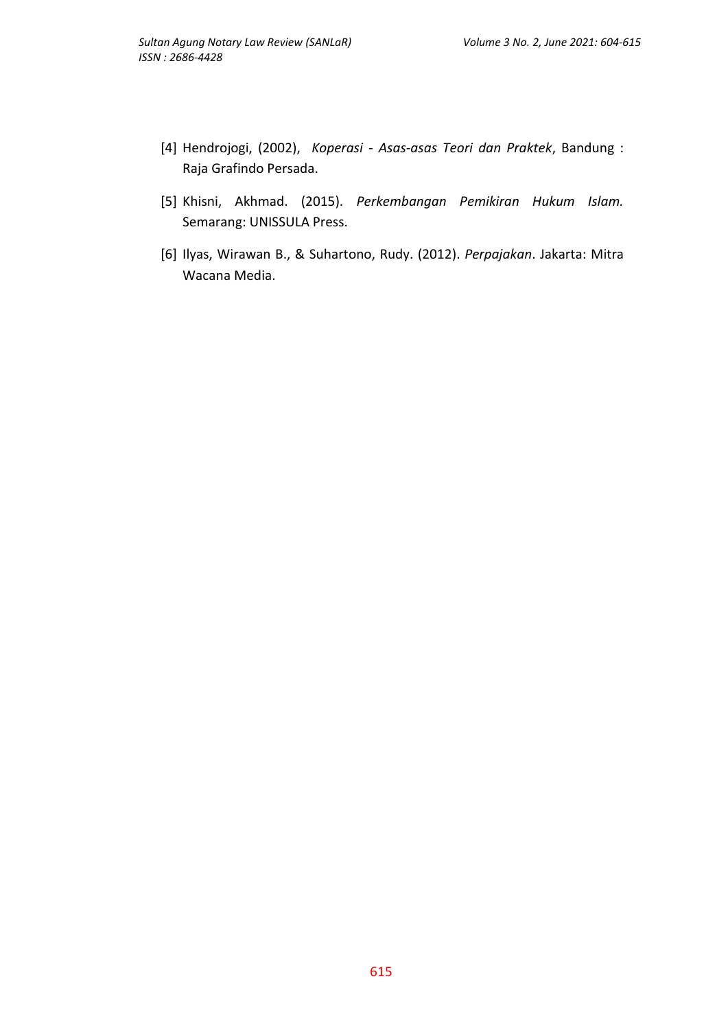[4] Hendrojogi, (2002), *Koperasi - Asas-asas Teori dan Praktek*, Bandung : Raja Grafindo Persada.

[5] Khisni, Akhmad. (2015). *Perkembangan Pemikiran Hukum Islam.* Semarang: UNISSULA Press.

[6] Ilyas, Wirawan B., & Suhartono, Rudy. (2012). *Perpajakan*. Jakarta: Mitra Wacana Media.